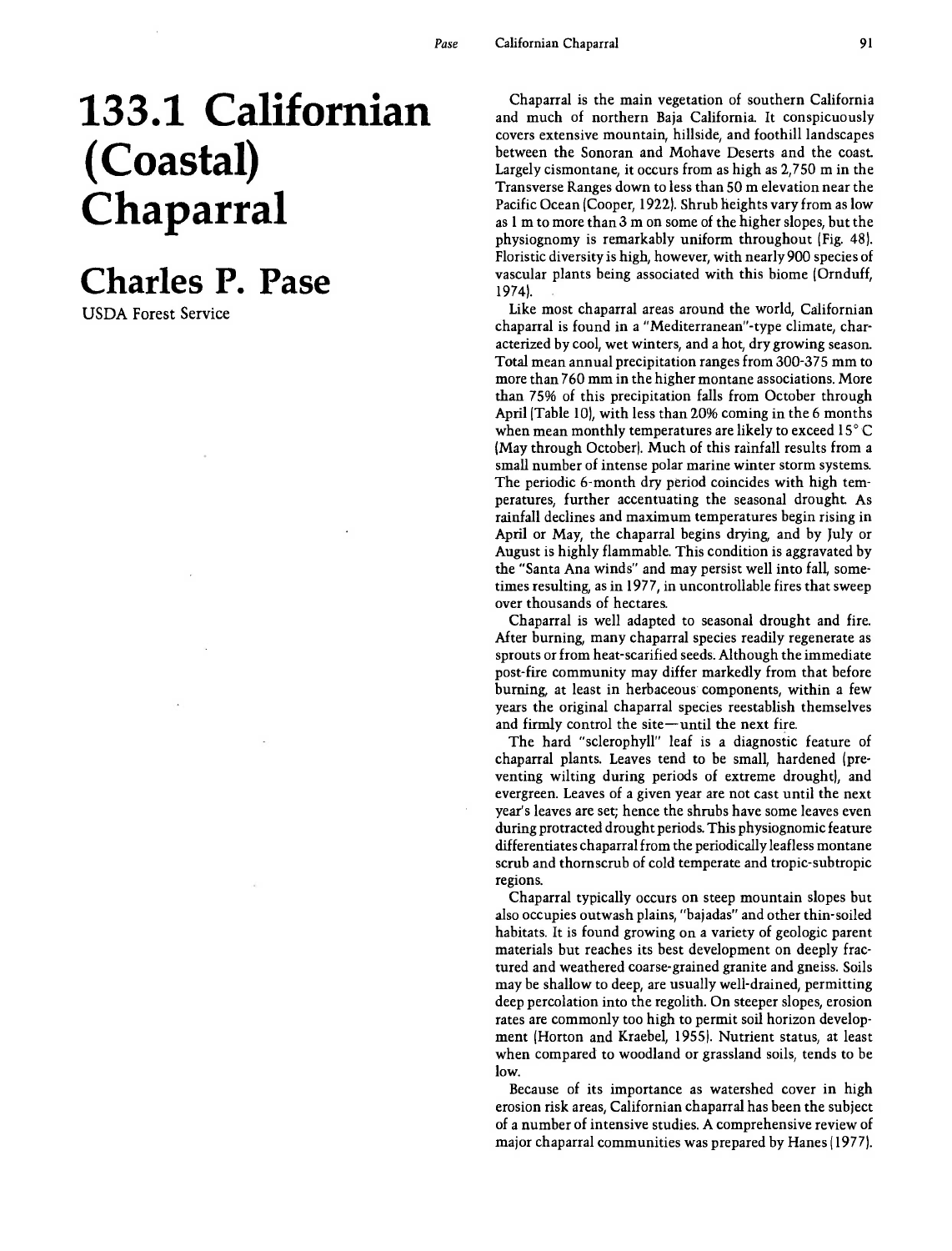# 133.1 Californian (Coastal) Chaparral

## Charles P. Pase

USDA Forest Service

Chaparral is the main vegetation of southern California and much of northern Baja California. It conspicuously covers extensive mountain, hillside, and foothill landscapes between the Sonoran and Mohave Deserts and the coast. Largely cismontane, it occurs from as high as 2,750 m in the Transverse Ranges down to less than 50 m elevation near the Pacific Ocean (Cooper, 1922). Shrub heights vary from as low as 1 m to more than 3 m on some of the higher slopes, but the physiognomy is remarkably uniform throughout (Fig. 48). Floristic diversity is high, however, with nearly 900 species of vascular plants being associated with this biome (Ornduff, 1974).

Like most chaparral areas around the world, Californian chaparral is found in a "Mediterranean"-type climate, characterized by cool, wet winters, and a hot, dry growing season. Total mean annual precipitation ranges from 300-375 mm to more than 760 mm in the higher montane associations. More than 75% of this precipitation falls from October through April (Table 10), with less than 20% coming in the 6 months when mean monthly temperatures are likely to exceed 15° C (May through October). Much of this rainfall results from a small number of intense polar marine winter storm systems. The periodic 6-month dry period coincides with high temperatures, further accentuating the seasonal drought. As rainfall declines and maximum temperatures begin rising in April or May, the chaparral begins drying, and by July or August is highly flammable. This condition is aggravated by the "Santa Ana winds" and may persist well into fall, sometimes resulting, as in 1977, in uncontrollable fires that sweep over thousands of hectares.

Chaparral is well adapted to seasonal drought and fire. After burning, many chaparral species readily regenerate as sprouts or from heat-scarified seeds. Although the immediate post-fire community may differ markedly from that before burning, at least in herbaceous components, within a few years the original chaparral species reestablish themselves and firmly control the site—until the next fire.

The hard "sclerophyll" leaf is a diagnostic feature of chaparral plants. Leaves tend to be small, hardened (preventing wilting during periods of extreme drought), and evergreen. Leaves of a given year are not cast until the next year's leaves are set; hence the shrubs have some leaves even during protracted drought periods. This physiognomic feature differentiates chaparral from the periodically leafless montane scrub and thornscrub of cold temperate and tropic-subtropic regions.

Chaparral typically occurs on steep mountain slopes but also occupies outwash plains, "bajadas" and other thin-soiled habitats. It is found growing on a variety of geologic parent materials but reaches its best development on deeply fractured and weathered coarse-grained granite and gneiss. Soils may be shallow to deep, are usually well-drained, permitting deep percolation into the regolith. On steeper slopes, erosion rates are commonly too high to permit soil horizon development (Horton and Kraebel, 1955). Nutrient status, at least when compared to woodland or grassland soils, tends to be low.

Because of its importance as watershed cover in high erosion risk areas, Californian chaparral has been the subject of a number of intensive studies. A comprehensive review of major chaparral communities was prepared by Hanes (1977).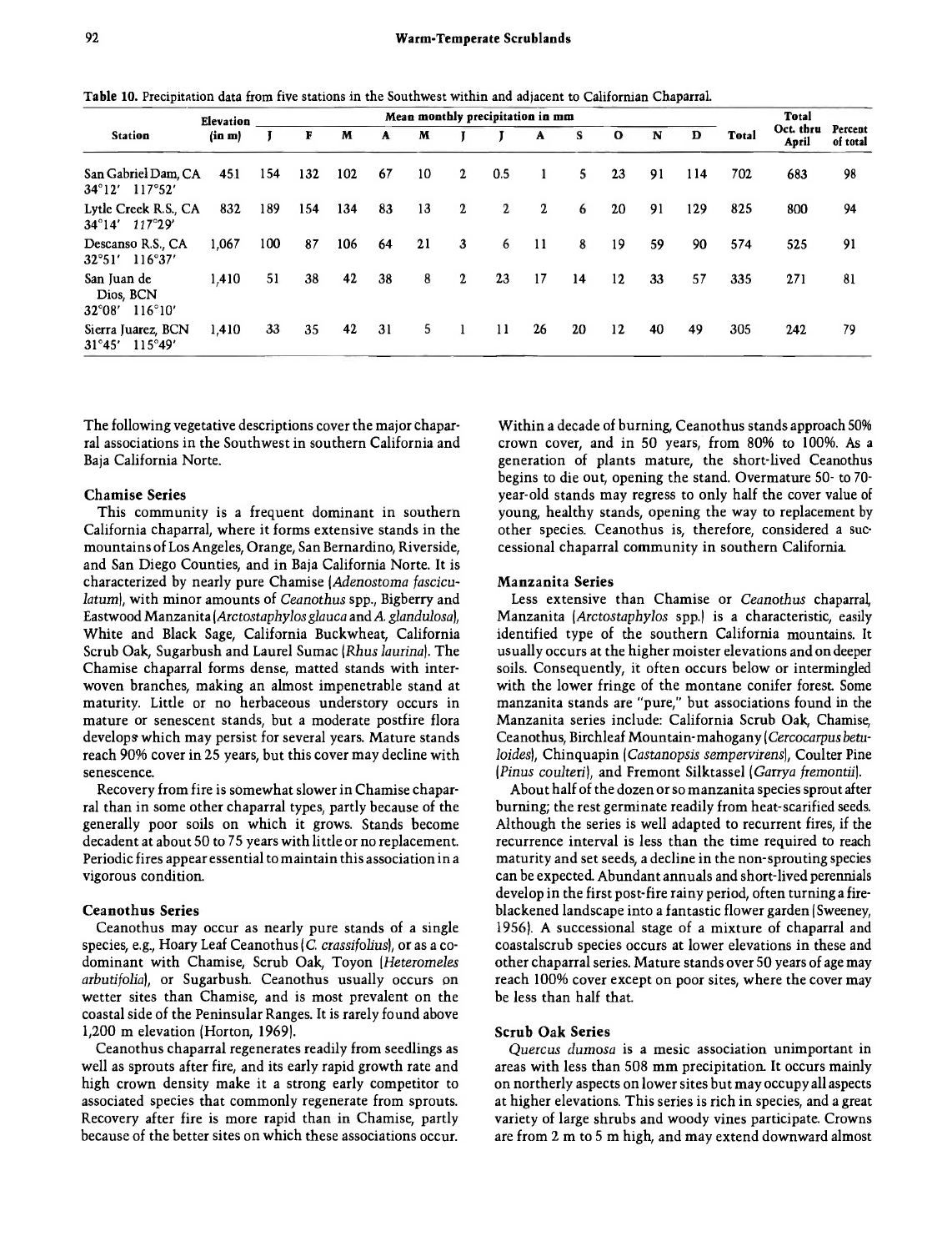**Table 10.** Precipitation data from five stations in the Southwest within and adjacent to Californian Chaparral.

| Station | Elevation (in m) | Mean monthly precipitation in mm | | | | | | | | | | | | Total | Total Oct. thru April | Percent of total |
|---|---|---|---|---|---|---|---|---|---|---|---|---|---|---|---|---|
| | | J | F | M | A | M | J | J | A | S | O | N | D | | | |
| San Gabriel Dam, CA 34°12′ 117°52′ | 451 | 154 | 132 | 102 | 67 | 10 | 2 | 0.5 | 1 | 5 | 23 | 91 | 114 | 702 | 683 | 98 |
| Lytle Creek R.S., CA 34°14′ 117°29′ | 832 | 189 | 154 | 134 | 83 | 13 | 2 | 2 | 2 | 6 | 20 | 91 | 129 | 825 | 800 | 94 |
| Descanso R.S., CA 32°51′ 116°37′ | 1,067 | 100 | 87 | 106 | 64 | 21 | 3 | 6 | 11 | 8 | 19 | 59 | 90 | 574 | 525 | 91 |
| San Juan de Dios, BCN 32°08′ 116°10′ | 1,410 | 51 | 38 | 42 | 38 | 8 | 2 | 23 | 17 | 14 | 12 | 33 | 57 | 335 | 271 | 81 |
| Sierra Juarez, BCN 31°45′ 115°49′ | 1,410 | 33 | 35 | 42 | 31 | 5 | 1 | 11 | 26 | 20 | 12 | 40 | 49 | 305 | 242 | 79 |

The following vegetative descriptions cover the major chaparral associations in the Southwest in southern California and Baja California Norte.

### Chamise Series

This community is a frequent dominant in southern California chaparral, where it forms extensive stands in the mountains of Los Angeles, Orange, San Bernardino, Riverside, and San Diego Counties, and in Baja California Norte. It is characterized by nearly pure Chamise (*Adenostoma fasciculatum*), with minor amounts of *Ceanothus* spp., Bigberry and Eastwood Manzanita (*Arctostaphylos glauca* and *A. glandulosa*), White and Black Sage, California Buckwheat, California Scrub Oak, Sugarbush and Laurel Sumac (*Rhus laurina*). The Chamise chaparral forms dense, matted stands with interwoven branches, making an almost impenetrable stand at maturity. Little or no herbaceous understory occurs in mature or senescent stands, but a moderate postfire flora develops which may persist for several years. Mature stands reach 90% cover in 25 years, but this cover may decline with senescence.

Recovery from fire is somewhat slower in Chamise chaparral than in some other chaparral types, partly because of the generally poor soils on which it grows. Stands become decadent at about 50 to 75 years with little or no replacement. Periodic fires appear essential to maintain this association in a vigorous condition.

### Ceanothus Series

Ceanothus may occur as nearly pure stands of a single species, e.g., Hoary Leaf Ceanothus (*C. crassifolius*), or as a codominant with Chamise, Scrub Oak, Toyon (*Heteromeles arbutifolia*), or Sugarbush. Ceanothus usually occurs on wetter sites than Chamise, and is most prevalent on the coastal side of the Peninsular Ranges. It is rarely found above 1,200 m elevation (Horton, 1969).

Ceanothus chaparral regenerates readily from seedlings as well as sprouts after fire, and its early rapid growth rate and high crown density make it a strong early competitor to associated species that commonly regenerate from sprouts. Recovery after fire is more rapid than in Chamise, partly because of the better sites on which these associations occur.

Within a decade of burning, Ceanothus stands approach 50% crown cover, and in 50 years, from 80% to 100%. As a generation of plants mature, the short-lived Ceanothus begins to die out, opening the stand. Overmature 50- to 70-year-old stands may regress to only half the cover value of young, healthy stands, opening the way to replacement by other species. Ceanothus is, therefore, considered a successional chaparral community in southern California.

### Manzanita Series

Less extensive than Chamise or *Ceanothus* chaparral, Manzanita (*Arctostaphylos* spp.) is a characteristic, easily identified type of the southern California mountains. It usually occurs at the higher moister elevations and on deeper soils. Consequently, it often occurs below or intermingled with the lower fringe of the montane conifer forest. Some manzanita stands are "pure," but associations found in the Manzanita series include: California Scrub Oak, Chamise, Ceanothus, Birchleaf Mountain-mahogany (*Cercocarpus betuloides*), Chinquapin (*Castanopsis sempervirens*), Coulter Pine (*Pinus coulteri*), and Fremont Silktassel (*Garrya fremontii*).

About half of the dozen or so manzanita species sprout after burning; the rest germinate readily from heat-scarified seeds. Although the series is well adapted to recurrent fires, if the recurrence interval is less than the time required to reach maturity and set seeds, a decline in the non-sprouting species can be expected. Abundant annuals and short-lived perennials develop in the first post-fire rainy period, often turning a fire-blackened landscape into a fantastic flower garden (Sweeney, 1956). A successional stage of a mixture of chaparral and coastalscrub species occurs at lower elevations in these and other chaparral series. Mature stands over 50 years of age may reach 100% cover except on poor sites, where the cover may be less than half that.

### Scrub Oak Series

*Quercus dumosa* is a mesic association unimportant in areas with less than 508 mm precipitation. It occurs mainly on northerly aspects on lower sites but may occupy all aspects at higher elevations. This series is rich in species, and a great variety of large shrubs and woody vines participate. Crowns are from 2 m to 5 m high, and may extend downward almost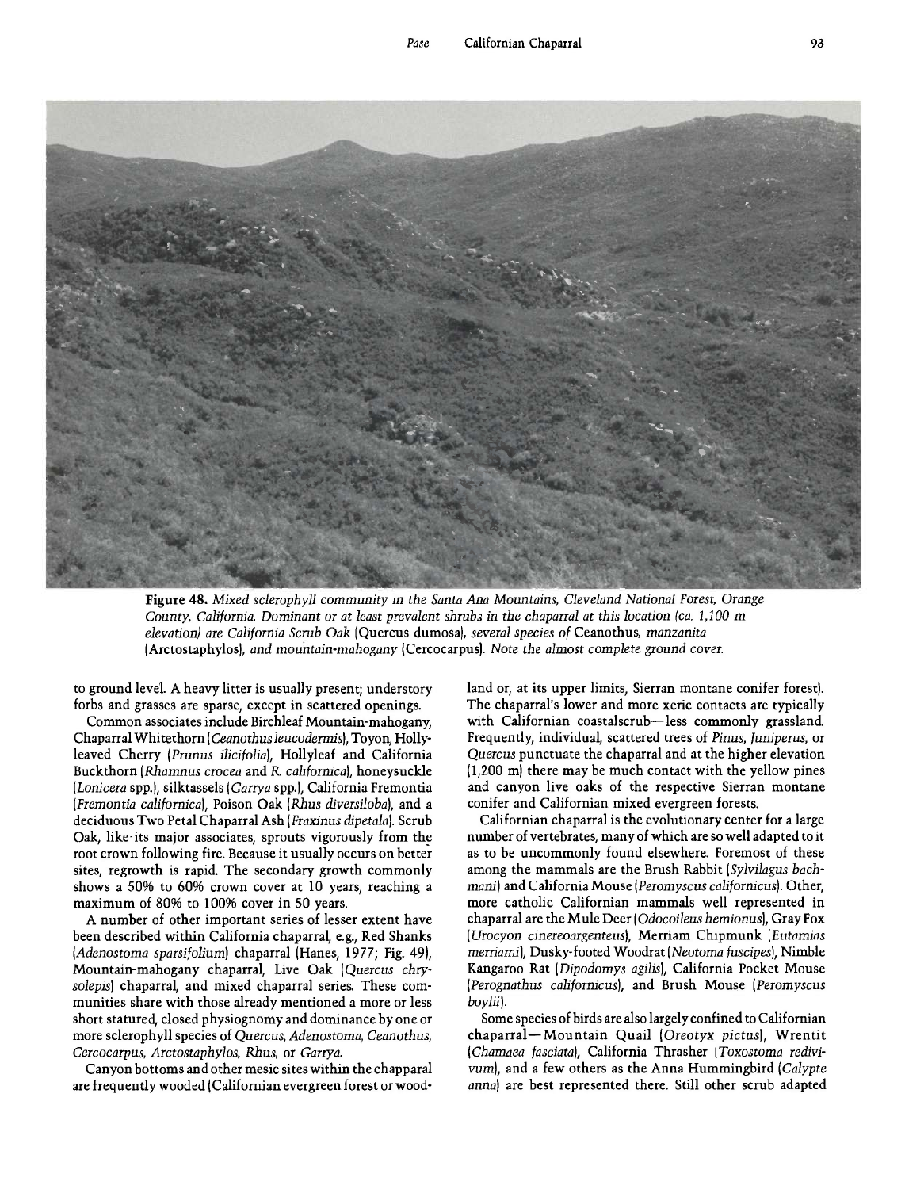**Figure 48.** *Mixed sclerophyll community in the Santa Ana Mountains, Cleveland National Forest, Orange County, California. Dominant or at least prevalent shrubs in the chaparral at this location (ca. 1,100 m elevation) are California Scrub Oak* (Quercus dumosa), *several species of* Ceanothus, *manzanita* (Arctostaphylos), *and mountain-mahogany* (Cercocarpus). *Note the almost complete ground cover.*

to ground level. A heavy litter is usually present; understory forbs and grasses are sparse, except in scattered openings.

Common associates include Birchleaf Mountain-mahogany, Chaparral Whitethorn (*Ceanothus leucodermis*), Toyon, Holly-leaved Cherry (*Prunus ilicifolia*), Hollyleaf and California Buckthorn (*Rhamnus crocea* and *R. californica*), honeysuckle (*Lonicera* spp.), silktassels (*Garrya* spp.), California Fremontia (*Fremontia californica*), Poison Oak (*Rhus diversiloba*), and a deciduous Two Petal Chaparral Ash (*Fraxinus dipetala*). Scrub Oak, like its major associates, sprouts vigorously from the root crown following fire. Because it usually occurs on better sites, regrowth is rapid. The secondary growth commonly shows a 50% to 60% crown cover at 10 years, reaching a maximum of 80% to 100% cover in 50 years.

A number of other important series of lesser extent have been described within California chaparral, e.g., Red Shanks (*Adenostoma sparsifolium*) chaparral (Hanes, 1977; Fig. 49), Mountain-mahogany chaparral, Live Oak (*Quercus chrysolepis*) chaparral, and mixed chaparral series. These communities share with those already mentioned a more or less short statured, closed physiognomy and dominance by one or more sclerophyll species of *Quercus, Adenostoma, Ceanothus, Cercocarpus, Arctostaphylos, Rhus,* or *Garrya.*

Canyon bottoms and other mesic sites within the chapparal are frequently wooded (Californian evergreen forest or woodland or, at its upper limits, Sierran montane conifer forest). The chaparral's lower and more xeric contacts are typically with Californian coastalscrub—less commonly grassland. Frequently, individual, scattered trees of *Pinus, Juniperus,* or *Quercus* punctuate the chaparral and at the higher elevation (1,200 m) there may be much contact with the yellow pines and canyon live oaks of the respective Sierran montane conifer and Californian mixed evergreen forests.

Californian chaparral is the evolutionary center for a large number of vertebrates, many of which are so well adapted to it as to be uncommonly found elsewhere. Foremost of these among the mammals are the Brush Rabbit (*Sylvilagus bachmani*) and California Mouse (*Peromyscus californicus*). Other, more catholic Californian mammals well represented in chaparral are the Mule Deer (*Odocoileus hemionus*), Gray Fox (*Urocyon cinereoargenteus*), Merriam Chipmunk (*Eutamias merriami*), Dusky-footed Woodrat (*Neotoma fuscipes*), Nimble Kangaroo Rat (*Dipodomys agilis*), California Pocket Mouse (*Perognathus californicus*), and Brush Mouse (*Peromyscus boylii*).

Some species of birds are also largely confined to Californian chaparral—Mountain Quail (*Oreotyx pictus*), Wrentit (*Chamaea fasciata*), California Thrasher (*Toxostoma redivivum*), and a few others as the Anna Hummingbird (*Calypte anna*) are best represented there. Still other scrub adapted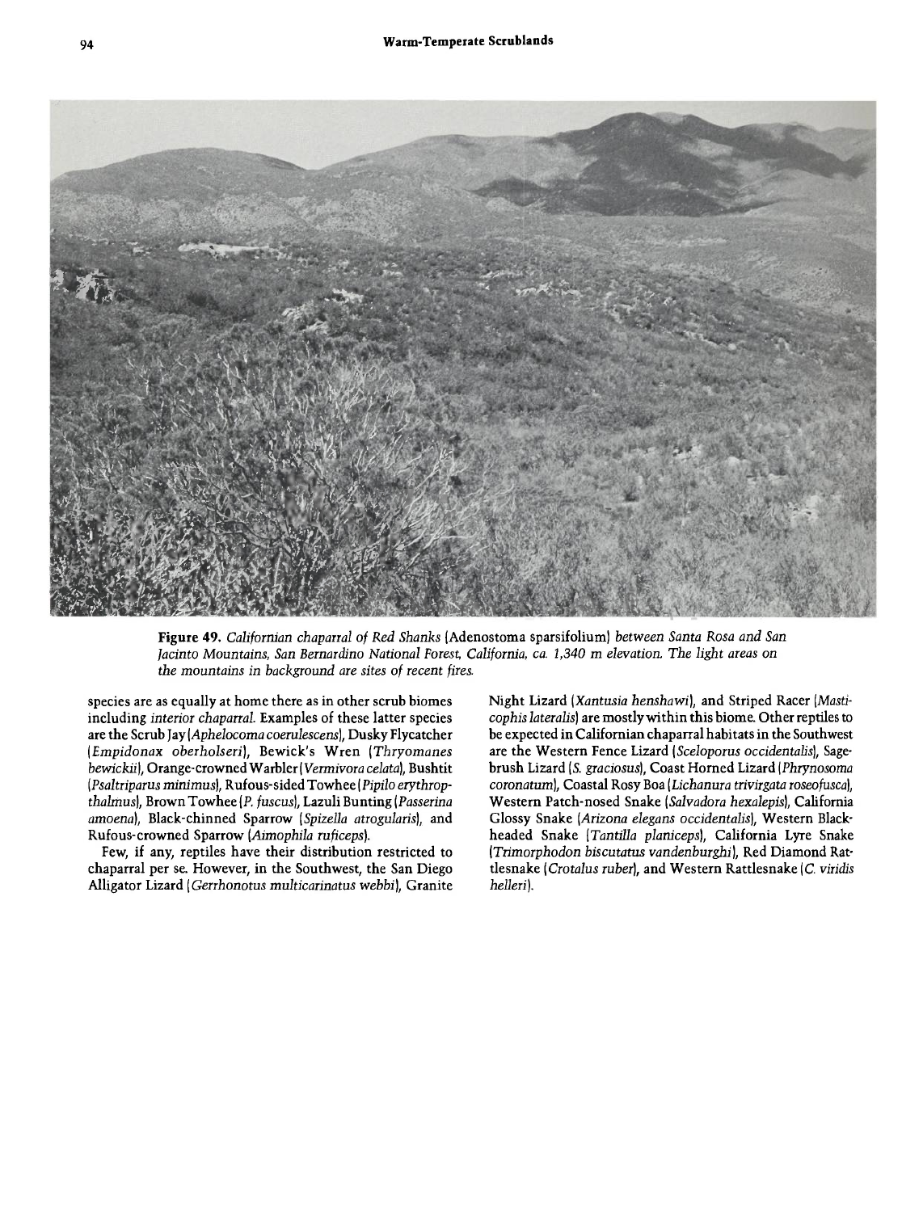**Figure 49.** *Californian chaparral of Red Shanks* (Adenostoma sparsifolium) *between Santa Rosa and San Jacinto Mountains, San Bernardino National Forest, California, ca. 1,340 m elevation. The light areas on the mountains in background are sites of recent fires.*

species are as equally at home there as in other scrub biomes including *interior chaparral*. Examples of these latter species are the Scrub Jay (*Aphelocoma coerulescens*), Dusky Flycatcher (*Empidonax oberholseri*), Bewick's Wren (*Thryomanes bewickii*), Orange-crowned Warbler (*Vermivora celata*), Bushtit (*Psaltriparus minimus*), Rufous-sided Towhee (*Pipilo erythropthalmus*), Brown Towhee (*P. fuscus*), Lazuli Bunting (*Passerina amoena*), Black-chinned Sparrow (*Spizella atrogularis*), and Rufous-crowned Sparrow (*Aimophila ruficeps*).

Few, if any, reptiles have their distribution restricted to chaparral per se. However, in the Southwest, the San Diego Alligator Lizard (*Gerrhonotus multicarinatus webbi*), Granite Night Lizard (*Xantusia henshawi*), and Striped Racer (*Masticophis lateralis*) are mostly within this biome. Other reptiles to be expected in Californian chaparral habitats in the Southwest are the Western Fence Lizard (*Sceloporus occidentalis*), Sagebrush Lizard (*S. graciosus*), Coast Horned Lizard (*Phrynosoma coronatum*), Coastal Rosy Boa (*Lichanura trivirgata roseofusca*), Western Patch-nosed Snake (*Salvadora hexalepis*), California Glossy Snake (*Arizona elegans occidentalis*), Western Black-headed Snake (*Tantilla planiceps*), California Lyre Snake (*Trimorphodon biscutatus vandenburghi*), Red Diamond Rattlesnake (*Crotalus ruber*), and Western Rattlesnake (*C. viridis helleri*).